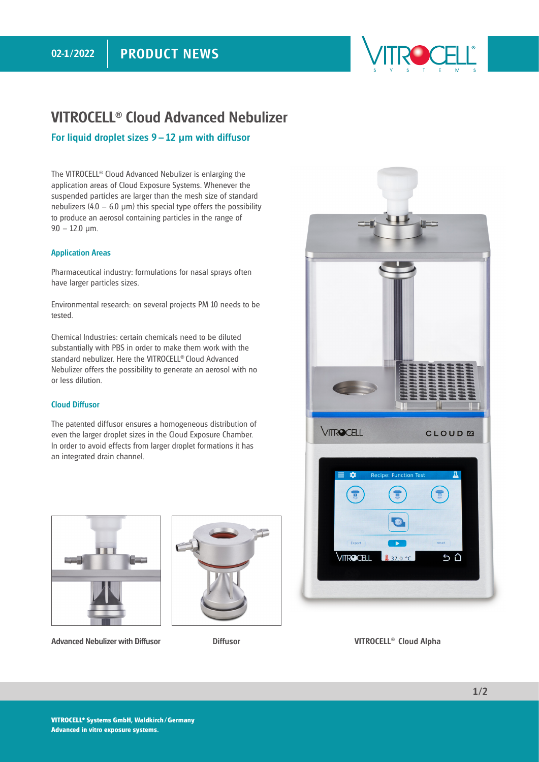# VITROCELL® Cloud Advanced Nebulizer

## For liquid droplet sizes 9 – 12 µm with diffusor

The VITROCELL® Cloud Advanced Nebulizer is enlarging the application areas of Cloud Exposure Systems. Whenever the suspended particles are larger than the mesh size of standard nebulizers (4.0 – 6.0 µm) this special type offers the possibility to produce an aerosol containing particles in the range of 9.0 – 12.0 µm.

### Application Areas

Pharmaceutical industry: formulations for nasal sprays often have larger particles sizes.

Environmental research: on several projects PM 10 needs to be tested.

Chemical Industries: certain chemicals need to be diluted substantially with PBS in order to make them work with the standard nebulizer. Here the VITROCELL® Cloud Advanced Nebulizer offers the possibility to generate an aerosol with no or less dilution.

### Cloud Diffusor

The patented diffusor ensures a homogeneous distribution of even the larger droplet sizes in the Cloud Exposure Chamber. In order to avoid effects from larger droplet formations it has an integrated drain channel.

**Advanced Nebulizer with Diffusor**

**Diffusor**

**VITROCELL® Cloud Alpha**

**VITROCELL® Systems GmbH, Waldkirch / Germany**
**Advanced in vitro exposure systems.**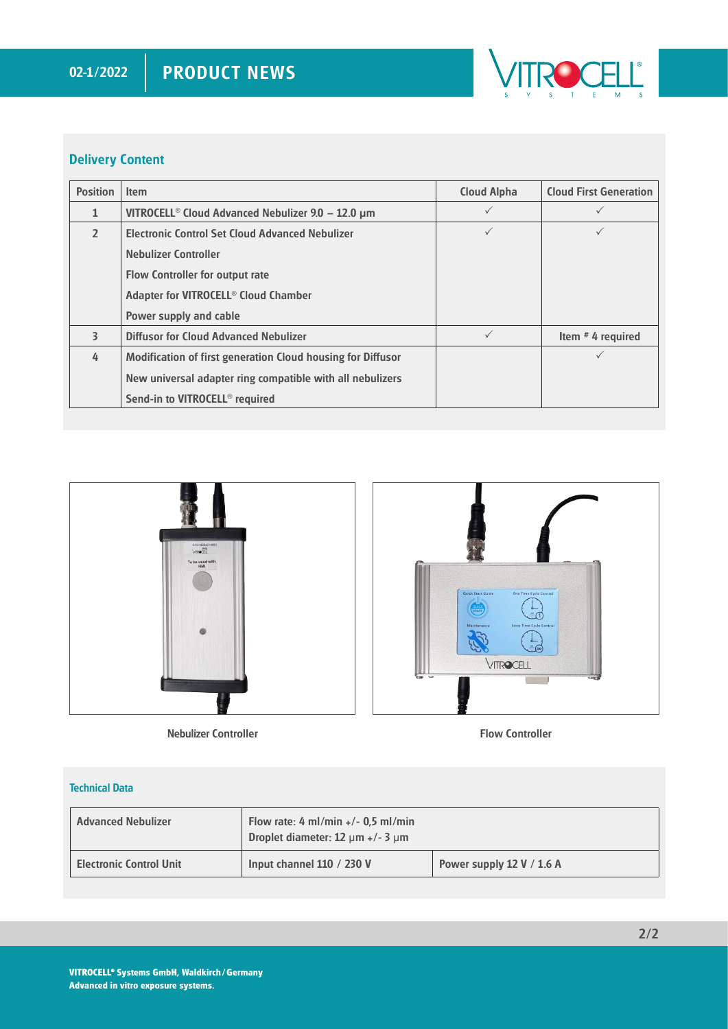## Delivery Content

| Position | Item | Cloud Alpha | Cloud First Generation |
|---|---|---|---|
| 1 | VITROCELL® Cloud Advanced Nebulizer 9.0 – 12.0 µm | ✓ | ✓ |
| 2 | Electronic Control Set Cloud Advanced Nebulizer<br>Nebulizer Controller<br>Flow Controller for output rate<br>Adapter for VITROCELL® Cloud Chamber<br>Power supply and cable | ✓ | ✓ |
| 3 | Diffusor for Cloud Advanced Nebulizer | ✓ | Item # 4 required |
| 4 | Modification of first generation Cloud housing for Diffusor<br>New universal adapter ring compatible with all nebulizers<br>Send-in to VITROCELL® required | | ✓ |

Nebulizer Controller

Flow Controller

### Technical Data

| | | |
|---|---|---|
| Advanced Nebulizer | Flow rate: 4 ml/min +/- 0,5 ml/min<br>Droplet diameter: 12 µm +/- 3 µm | |
| Electronic Control Unit | Input channel 110 / 230 V | Power supply 12 V / 1.6 A |

**VITROCELL® Systems GmbH, Waldkirch / Germany**
**Advanced in vitro exposure systems.**